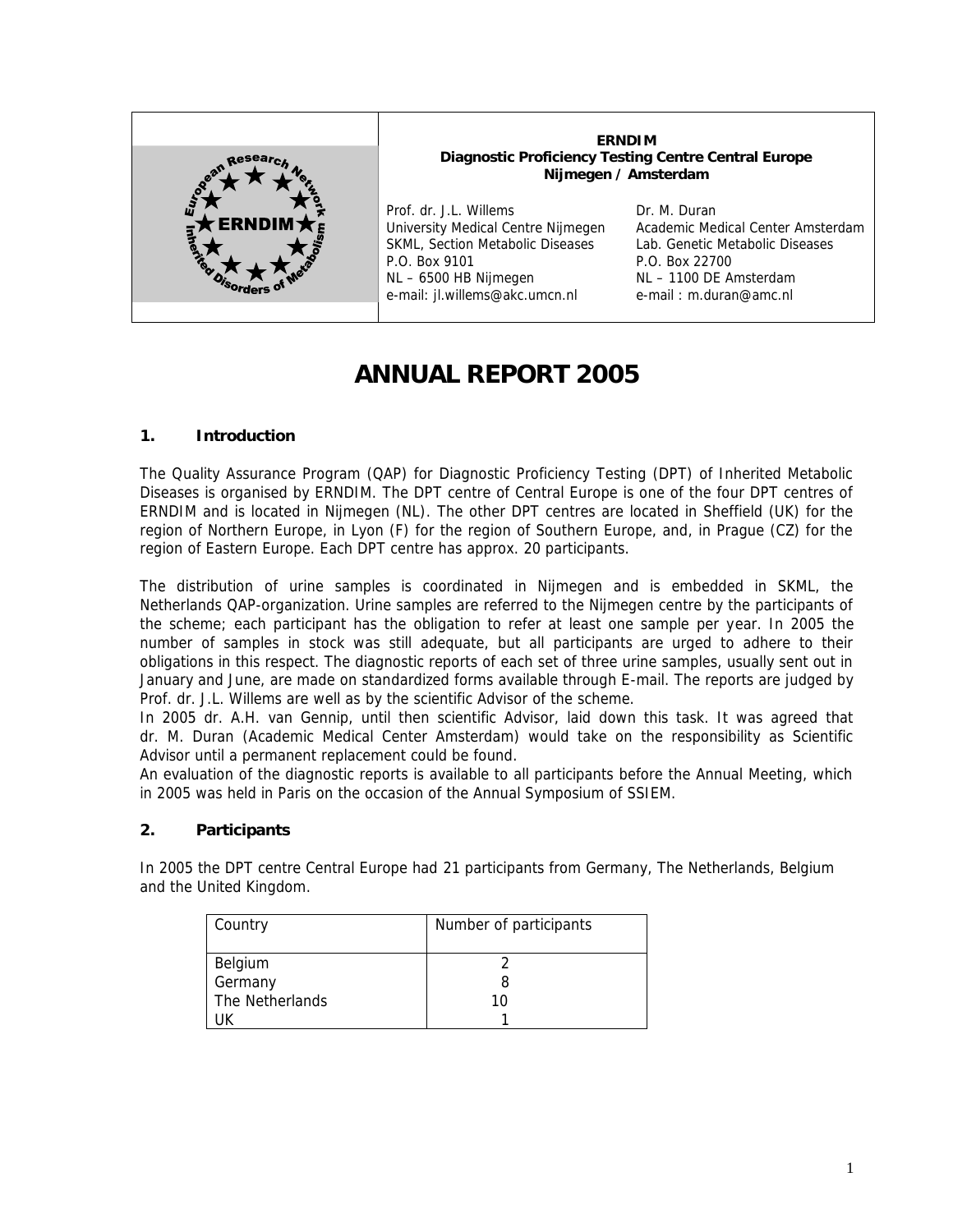**ERNDIM**
**Diagnostic Proficiency Testing Centre Central Europe**
**Nijmegen / Amsterdam**

Prof. dr. J.L. Willems
University Medical Centre Nijmegen
SKML, Section Metabolic Diseases
P.O. Box 9101
NL – 6500 HB Nijmegen
e-mail: jl.willems@akc.umcn.nl

Dr. M. Duran
Academic Medical Center Amsterdam
Lab. Genetic Metabolic Diseases
P.O. Box 22700
NL – 1100 DE Amsterdam
e-mail : m.duran@amc.nl

# ANNUAL REPORT 2005

## 1. Introduction

The Quality Assurance Program (QAP) for Diagnostic Proficiency Testing (DPT) of Inherited Metabolic Diseases is organised by ERNDIM. The DPT centre of Central Europe is one of the four DPT centres of ERNDIM and is located in Nijmegen (NL). The other DPT centres are located in Sheffield (UK) for the region of Northern Europe, in Lyon (F) for the region of Southern Europe, and, in Prague (CZ) for the region of Eastern Europe. Each DPT centre has approx. 20 participants.

The distribution of urine samples is coordinated in Nijmegen and is embedded in SKML, the Netherlands QAP-organization. Urine samples are referred to the Nijmegen centre by the participants of the scheme; each participant has the obligation to refer at least one sample per year. In 2005 the number of samples in stock was still adequate, but all participants are urged to adhere to their obligations in this respect. The diagnostic reports of each set of three urine samples, usually sent out in January and June, are made on standardized forms available through E-mail. The reports are judged by Prof. dr. J.L. Willems are well as by the scientific Advisor of the scheme.
In 2005 dr. A.H. van Gennip, until then scientific Advisor, laid down this task. It was agreed that dr. M. Duran (Academic Medical Center Amsterdam) would take on the responsibility as Scientific Advisor until a permanent replacement could be found.
An evaluation of the diagnostic reports is available to all participants before the Annual Meeting, which in 2005 was held in Paris on the occasion of the Annual Symposium of SSIEM.

## 2. Participants

In 2005 the DPT centre Central Europe had 21 participants from Germany, The Netherlands, Belgium and the United Kingdom.

| Country | Number of participants |
|---|---|
| Belgium | 2 |
| Germany | 8 |
| The Netherlands | 10 |
| UK | 1 |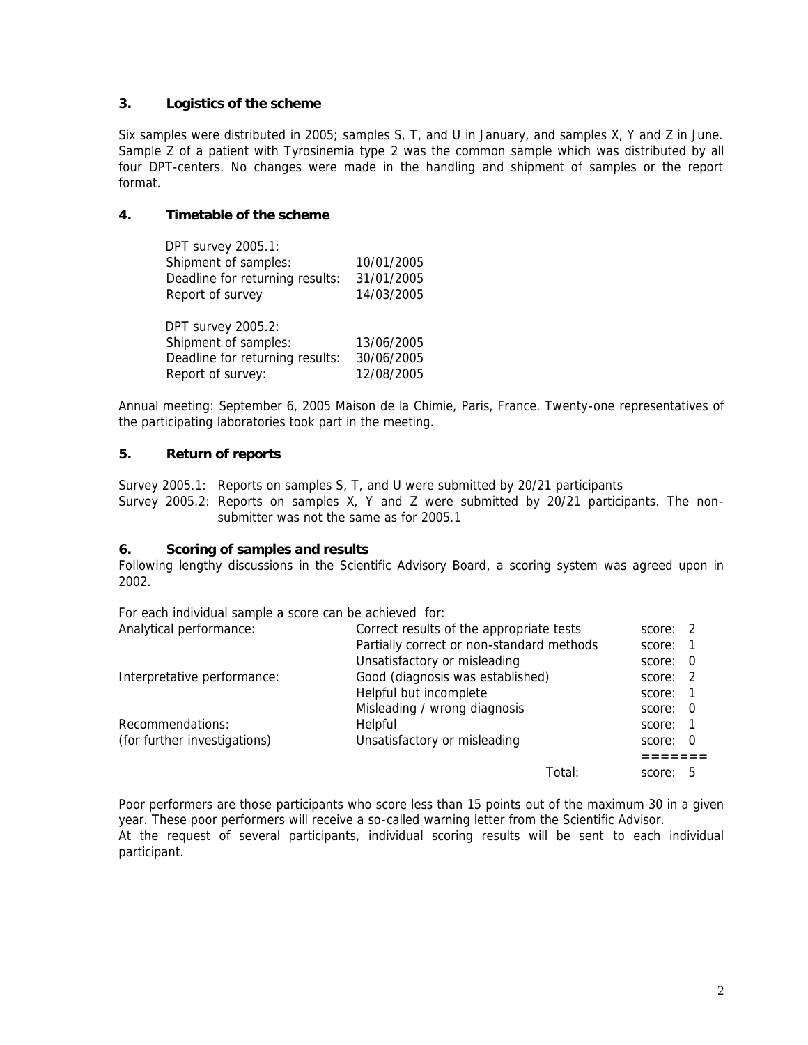### 3. Logistics of the scheme

Six samples were distributed in 2005; samples S, T, and U in January, and samples X, Y and Z in June. Sample Z of a patient with Tyrosinemia type 2 was the common sample which was distributed by all four DPT-centers. No changes were made in the handling and shipment of samples or the report format.

### 4. Timetable of the scheme

DPT survey 2005.1:

| | |
|---|---|
| Shipment of samples: | 10/01/2005 |
| Deadline for returning results: | 31/01/2005 |
| Report of survey | 14/03/2005 |

DPT survey 2005.2:

| | |
|---|---|
| Shipment of samples: | 13/06/2005 |
| Deadline for returning results: | 30/06/2005 |
| Report of survey: | 12/08/2005 |

Annual meeting: September 6, 2005 Maison de la Chimie, Paris, France. Twenty-one representatives of the participating laboratories took part in the meeting.

### 5. Return of reports

Survey 2005.1: Reports on samples S, T, and U were submitted by 20/21 participants

Survey 2005.2: Reports on samples X, Y and Z were submitted by 20/21 participants. The non-submitter was not the same as for 2005.1

### 6. Scoring of samples and results

Following lengthy discussions in the Scientific Advisory Board, a scoring system was agreed upon in 2002.

For each individual sample a score can be achieved for:

| | | |
|---|---|---|
| Analytical performance: | Correct results of the appropriate tests | score: 2 |
| | Partially correct or non-standard methods | score: 1 |
| | Unsatisfactory or misleading | score: 0 |
| Interpretative performance: | Good (diagnosis was established) | score: 2 |
| | Helpful but incomplete | score: 1 |
| | Misleading / wrong diagnosis | score: 0 |
| Recommendations: | Helpful | score: 1 |
| (for further investigations) | Unsatisfactory or misleading | score: 0 |
| | | ======= |
| | Total: | score: 5 |

Poor performers are those participants who score less than 15 points out of the maximum 30 in a given year. These poor performers will receive a so-called warning letter from the Scientific Advisor.

At the request of several participants, individual scoring results will be sent to each individual participant.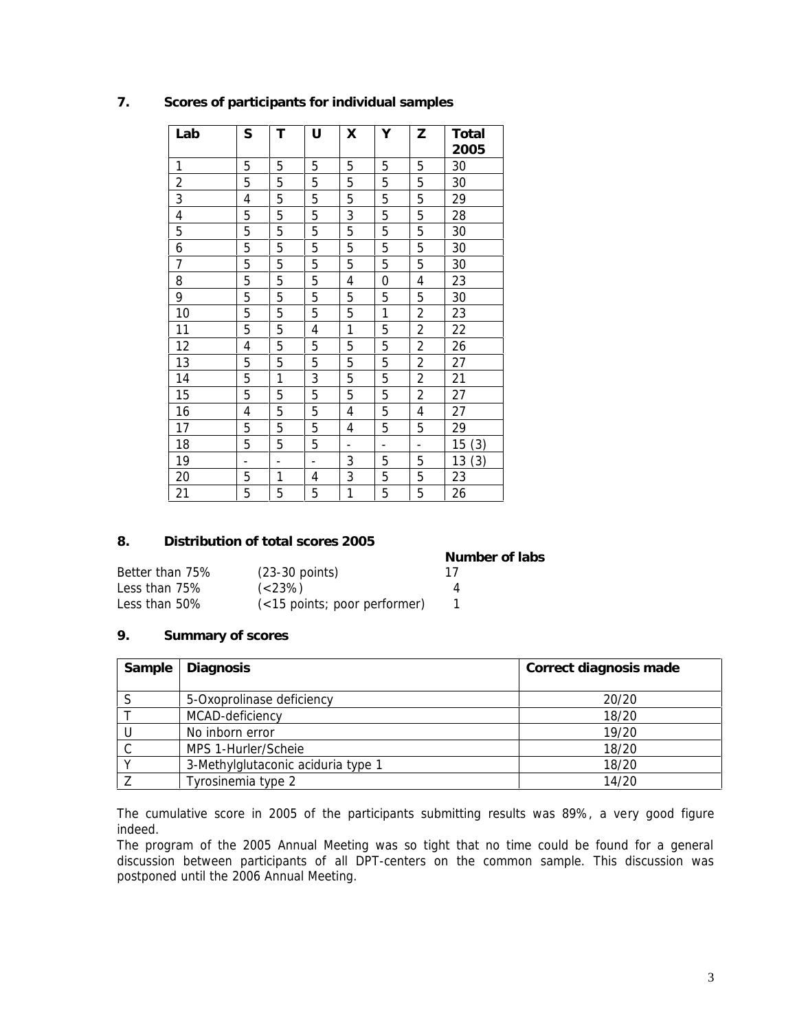## 7. Scores of participants for individual samples

| Lab | S | T | U | X | Y | Z | Total 2005 |
|---|---|---|---|---|---|---|---|
| 1 | 5 | 5 | 5 | 5 | 5 | 5 | 30 |
| 2 | 5 | 5 | 5 | 5 | 5 | 5 | 30 |
| 3 | 4 | 5 | 5 | 5 | 5 | 5 | 29 |
| 4 | 5 | 5 | 5 | 3 | 5 | 5 | 28 |
| 5 | 5 | 5 | 5 | 5 | 5 | 5 | 30 |
| 6 | 5 | 5 | 5 | 5 | 5 | 5 | 30 |
| 7 | 5 | 5 | 5 | 5 | 5 | 5 | 30 |
| 8 | 5 | 5 | 5 | 4 | 0 | 4 | 23 |
| 9 | 5 | 5 | 5 | 5 | 5 | 5 | 30 |
| 10 | 5 | 5 | 5 | 5 | 1 | 2 | 23 |
| 11 | 5 | 5 | 4 | 1 | 5 | 2 | 22 |
| 12 | 4 | 5 | 5 | 5 | 5 | 2 | 26 |
| 13 | 5 | 5 | 5 | 5 | 5 | 2 | 27 |
| 14 | 5 | 1 | 3 | 5 | 5 | 2 | 21 |
| 15 | 5 | 5 | 5 | 5 | 5 | 2 | 27 |
| 16 | 4 | 5 | 5 | 4 | 5 | 4 | 27 |
| 17 | 5 | 5 | 5 | 4 | 5 | 5 | 29 |
| 18 | 5 | 5 | 5 | - | - | - | 15 (3) |
| 19 | - | - | - | 3 | 5 | 5 | 13 (3) |
| 20 | 5 | 1 | 4 | 3 | 5 | 5 | 23 |
| 21 | 5 | 5 | 5 | 1 | 5 | 5 | 26 |

## 8. Distribution of total scores 2005

| | | Number of labs |
|---|---|---|
| Better than 75% | (23-30 points) | 17 |
| Less than 75% | (<23%) | 4 |
| Less than 50% | (<15 points; poor performer) | 1 |

## 9. Summary of scores

| Sample | Diagnosis | Correct diagnosis made |
|---|---|---|
| S | 5-Oxoprolinase deficiency | 20/20 |
| T | MCAD-deficiency | 18/20 |
| U | No inborn error | 19/20 |
| C | MPS 1-Hurler/Scheie | 18/20 |
| Y | 3-Methylglutaconic aciduria type 1 | 18/20 |
| Z | Tyrosinemia type 2 | 14/20 |

The cumulative score in 2005 of the participants submitting results was 89%, a very good figure indeed.

The program of the 2005 Annual Meeting was so tight that no time could be found for a general discussion between participants of all DPT-centers on the common sample. This discussion was postponed until the 2006 Annual Meeting.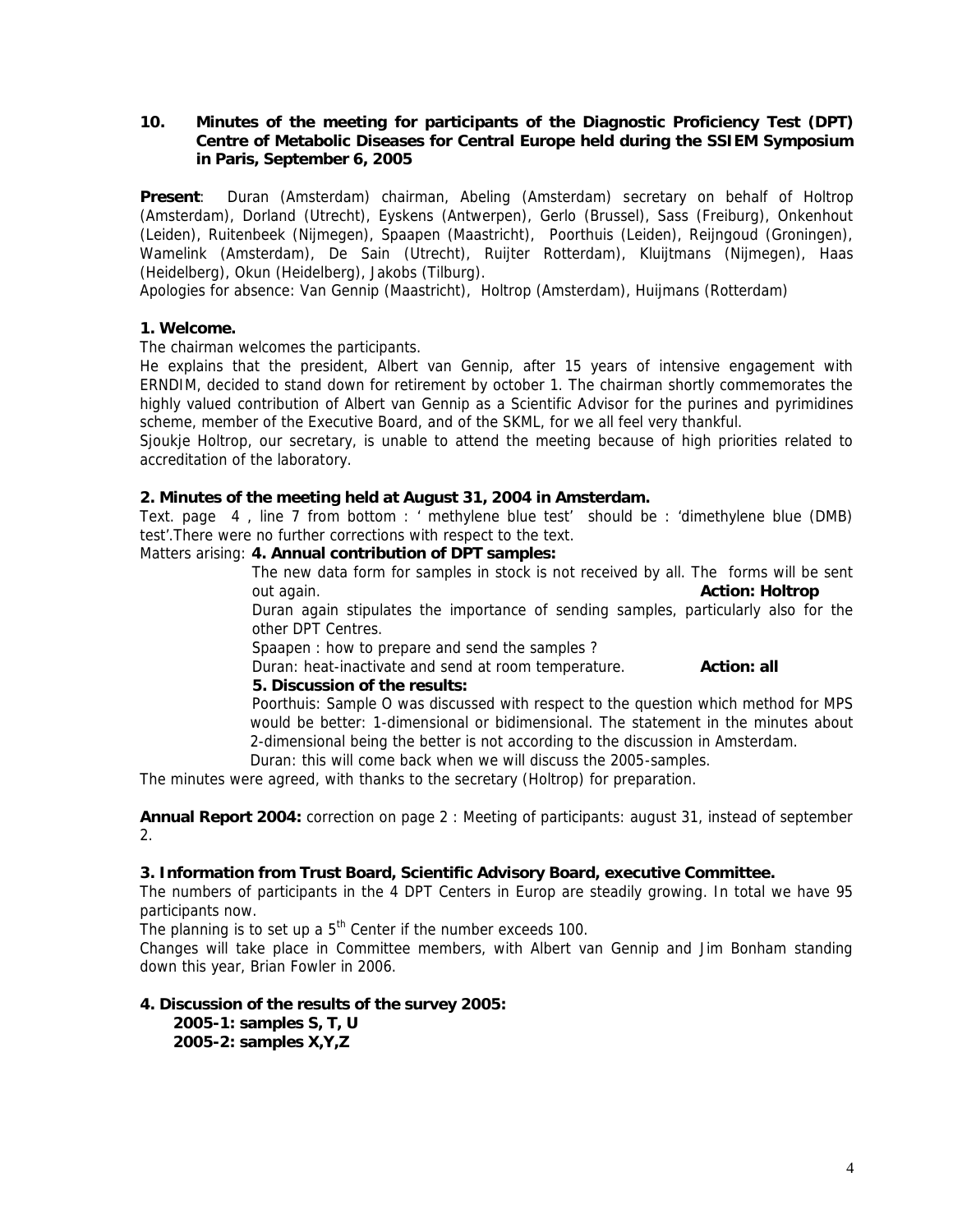## 10. Minutes of the meeting for participants of the Diagnostic Proficiency Test (DPT) Centre of Metabolic Diseases for Central Europe held during the SSIEM Symposium in Paris, September 6, 2005

**Present**: Duran (Amsterdam) chairman, Abeling (Amsterdam) secretary on behalf of Holtrop (Amsterdam), Dorland (Utrecht), Eyskens (Antwerpen), Gerlo (Brussel), Sass (Freiburg), Onkenhout (Leiden), Ruitenbeek (Nijmegen), Spaapen (Maastricht), Poorthuis (Leiden), Reijngoud (Groningen), Wamelink (Amsterdam), De Sain (Utrecht), Ruijter Rotterdam), Kluijtmans (Nijmegen), Haas (Heidelberg), Okun (Heidelberg), Jakobs (Tilburg).

Apologies for absence: Van Gennip (Maastricht), Holtrop (Amsterdam), Huijmans (Rotterdam)

### 1. Welcome.

The chairman welcomes the participants.

He explains that the president, Albert van Gennip, after 15 years of intensive engagement with ERNDIM, decided to stand down for retirement by october 1. The chairman shortly commemorates the highly valued contribution of Albert van Gennip as a Scientific Advisor for the purines and pyrimidines scheme, member of the Executive Board, and of the SKML, for we all feel very thankful.

Sjoukje Holtrop, our secretary, is unable to attend the meeting because of high priorities related to accreditation of the laboratory.

### 2. Minutes of the meeting held at August 31, 2004 in Amsterdam.

Text. page 4 , line 7 from bottom : ' methylene blue test' should be : 'dimethylene blue (DMB) test'.There were no further corrections with respect to the text.

Matters arising: **4. Annual contribution of DPT samples:**

The new data form for samples in stock is not received by all. The forms will be sent out again. **Action: Holtrop**

Duran again stipulates the importance of sending samples, particularly also for the other DPT Centres.

Spaapen : how to prepare and send the samples ?

Duran: heat-inactivate and send at room temperature. **Action: all**

**5. Discussion of the results:**

Poorthuis: Sample O was discussed with respect to the question which method for MPS would be better: 1-dimensional or bidimensional. The statement in the minutes about 2-dimensional being the better is not according to the discussion in Amsterdam.

Duran: this will come back when we will discuss the 2005-samples.

The minutes were agreed, with thanks to the secretary (Holtrop) for preparation.

**Annual Report 2004:** correction on page 2 : Meeting of participants: august 31, instead of september 2.

### 3. Information from Trust Board, Scientific Advisory Board, executive Committee.

The numbers of participants in the 4 DPT Centers in Europ are steadily growing. In total we have 95 participants now.

The planning is to set up a 5th Center if the number exceeds 100.

Changes will take place in Committee members, with Albert van Gennip and Jim Bonham standing down this year, Brian Fowler in 2006.

### 4. Discussion of the results of the survey 2005:

**2005-1: samples S, T, U**
**2005-2: samples X,Y,Z**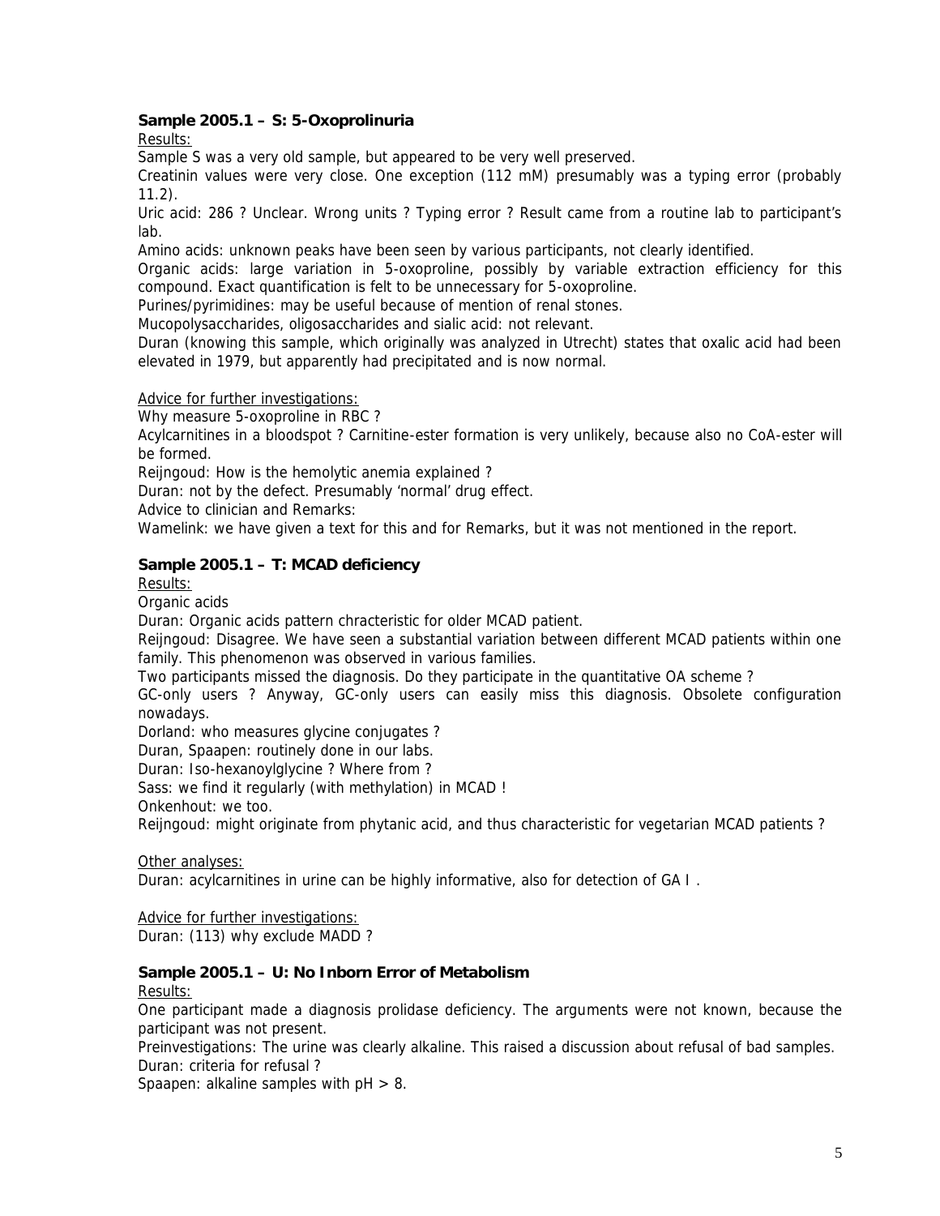### Sample 2005.1 – S: 5-Oxoprolinuria

Results:

Sample S was a very old sample, but appeared to be very well preserved.

Creatinin values were very close. One exception (112 mM) presumably was a typing error (probably 11.2).

Uric acid: 286 ? Unclear. Wrong units ? Typing error ? Result came from a routine lab to participant's lab.

Amino acids: unknown peaks have been seen by various participants, not clearly identified.

Organic acids: large variation in 5-oxoproline, possibly by variable extraction efficiency for this compound. Exact quantification is felt to be unnecessary for 5-oxoproline.

Purines/pyrimidines: may be useful because of mention of renal stones.

Mucopolysaccharides, oligosaccharides and sialic acid: not relevant.

Duran (knowing this sample, which originally was analyzed in Utrecht) states that oxalic acid had been elevated in 1979, but apparently had precipitated and is now normal.

Advice for further investigations:

Why measure 5-oxoproline in RBC ?

Acylcarnitines in a bloodspot ? Carnitine-ester formation is very unlikely, because also no CoA-ester will be formed.

Reijngoud: How is the hemolytic anemia explained ?

Duran: not by the defect. Presumably 'normal' drug effect.

Advice to clinician and Remarks:

Wamelink: we have given a text for this and for Remarks, but it was not mentioned in the report.

### Sample 2005.1 – T: MCAD deficiency

Results:

Organic acids

Duran: Organic acids pattern chracteristic for older MCAD patient.

Reijngoud: Disagree. We have seen a substantial variation between different MCAD patients within one family. This phenomenon was observed in various families.

Two participants missed the diagnosis. Do they participate in the quantitative OA scheme ?

GC-only users ? Anyway, GC-only users can easily miss this diagnosis. Obsolete configuration nowadays.

Dorland: who measures glycine conjugates ?

Duran, Spaapen: routinely done in our labs.

Duran: Iso-hexanoylglycine ? Where from ?

Sass: we find it regularly (with methylation) in MCAD !

Onkenhout: we too.

Reijngoud: might originate from phytanic acid, and thus characteristic for vegetarian MCAD patients ?

Other analyses:

Duran: acylcarnitines in urine can be highly informative, also for detection of GA I .

Advice for further investigations:

Duran: (113) why exclude MADD ?

### Sample 2005.1 – U: No Inborn Error of Metabolism

Results:

One participant made a diagnosis prolidase deficiency. The arguments were not known, because the participant was not present.

Preinvestigations: The urine was clearly alkaline. This raised a discussion about refusal of bad samples.

Duran: criteria for refusal ?

Spaapen: alkaline samples with pH > 8.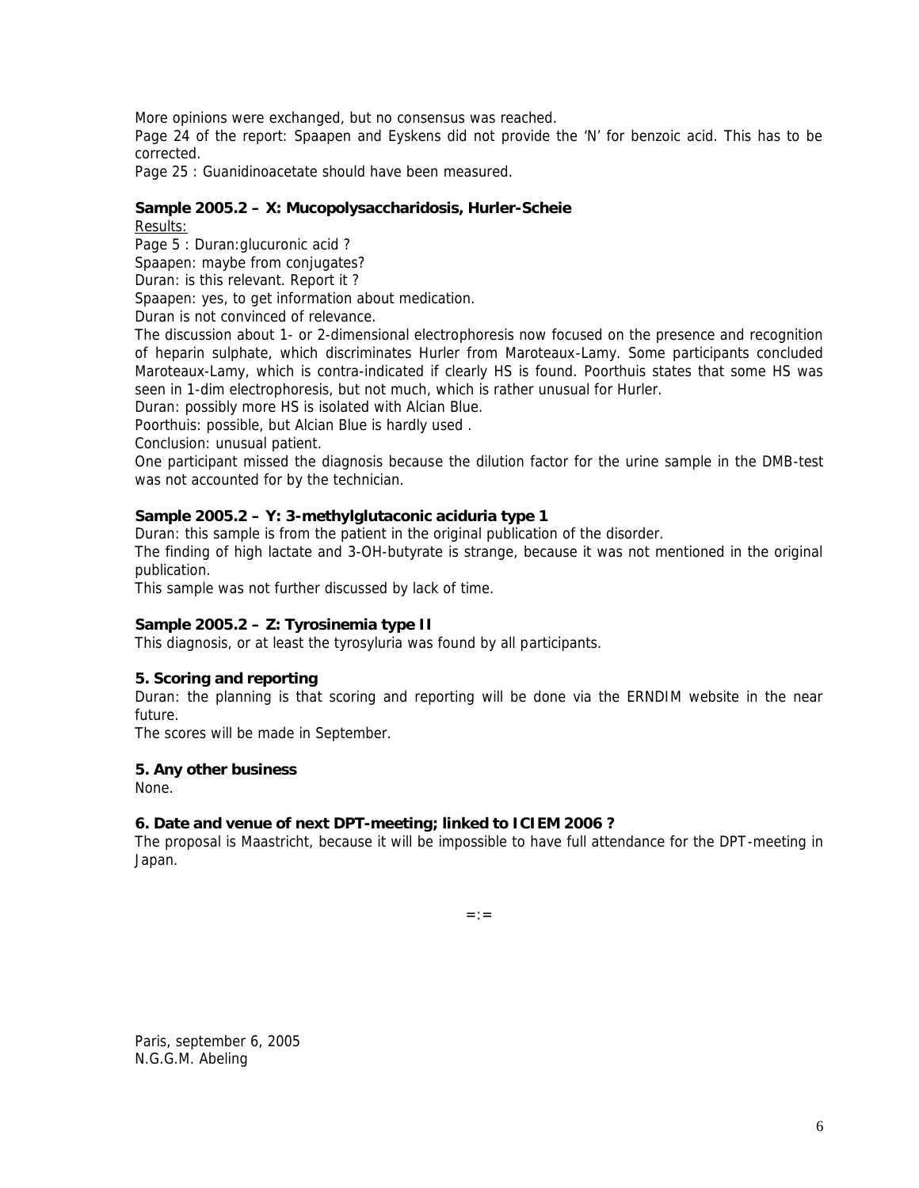More opinions were exchanged, but no consensus was reached.

Page 24 of the report: Spaapen and Eyskens did not provide the 'N' for benzoic acid. This has to be corrected.

Page 25 : Guanidinoacetate should have been measured.

**Sample 2005.2 – X: Mucopolysaccharidosis, Hurler-Scheie**

Results:

Page 5 : Duran:glucuronic acid ?

Spaapen: maybe from conjugates?

Duran: is this relevant. Report it ?

Spaapen: yes, to get information about medication.

Duran is not convinced of relevance.

The discussion about 1- or 2-dimensional electrophoresis now focused on the presence and recognition of heparin sulphate, which discriminates Hurler from Maroteaux-Lamy. Some participants concluded Maroteaux-Lamy, which is contra-indicated if clearly HS is found. Poorthuis states that some HS was seen in 1-dim electrophoresis, but not much, which is rather unusual for Hurler.

Duran: possibly more HS is isolated with Alcian Blue.

Poorthuis: possible, but Alcian Blue is hardly used .

Conclusion: unusual patient.

One participant missed the diagnosis because the dilution factor for the urine sample in the DMB-test was not accounted for by the technician.

**Sample 2005.2 – Y: 3-methylglutaconic aciduria type 1**

Duran: this sample is from the patient in the original publication of the disorder.

The finding of high lactate and 3-OH-butyrate is strange, because it was not mentioned in the original publication.

This sample was not further discussed by lack of time.

**Sample 2005.2 – Z: Tyrosinemia type II**

This diagnosis, or at least the tyrosyluria was found by all participants.

**5. Scoring and reporting**

Duran: the planning is that scoring and reporting will be done via the ERNDIM website in the near future.

The scores will be made in September.

**5. Any other business**

None.

**6. Date and venue of next DPT-meeting; linked to ICIEM 2006 ?**

The proposal is Maastricht, because it will be impossible to have full attendance for the DPT-meeting in Japan.

=:=

Paris, september 6, 2005
N.G.G.M. Abeling